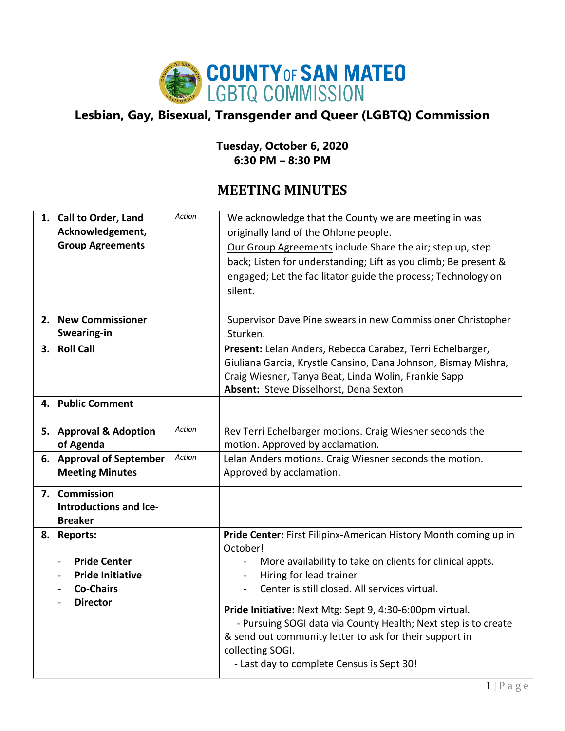COUNTY OF SAN MATEO
LGBTQ COMMISSION

## Lesbian, Gay, Bisexual, Transgender and Queer (LGBTQ) Commission

**Tuesday, October 6, 2020**
**6:30 PM – 8:30 PM**

# MEETING MINUTES

| | | |
|---|---|---|
| **1. Call to Order, Land Acknowledgement, Group Agreements** | *Action* | We acknowledge that the County we are meeting in was originally land of the Ohlone people.<br>Our Group Agreements include Share the air; step up, step back; Listen for understanding; Lift as you climb; Be present & engaged; Let the facilitator guide the process; Technology on silent. |
| **2. New Commissioner Swearing-in** | | Supervisor Dave Pine swears in new Commissioner Christopher Sturken. |
| **3. Roll Call** | | **Present:** Lelan Anders, Rebecca Carabez, Terri Echelbarger, Giuliana Garcia, Krystle Cansino, Dana Johnson, Bismay Mishra, Craig Wiesner, Tanya Beat, Linda Wolin, Frankie Sapp<br>**Absent:** Steve Disselhorst, Dena Sexton |
| **4. Public Comment** | | |
| **5. Approval & Adoption of Agenda** | *Action* | Rev Terri Echelbarger motions. Craig Wiesner seconds the motion. Approved by acclamation. |
| **6. Approval of September Meeting Minutes** | *Action* | Lelan Anders motions. Craig Wiesner seconds the motion. Approved by acclamation. |
| **7. Commission Introductions and Ice-Breaker** | | |
| **8. Reports:**<br>- **Pride Center**<br>- **Pride Initiative**<br>- **Co-Chairs**<br>- **Director** | | **Pride Center:** First Filipinx-American History Month coming up in October!<br>- More availability to take on clients for clinical appts.<br>- Hiring for lead trainer<br>- Center is still closed. All services virtual.<br><br>**Pride Initiative:** Next Mtg: Sept 9, 4:30-6:00pm virtual.<br>- Pursuing SOGI data via County Health; Next step is to create & send out community letter to ask for their support in collecting SOGI.<br>- Last day to complete Census is Sept 30! |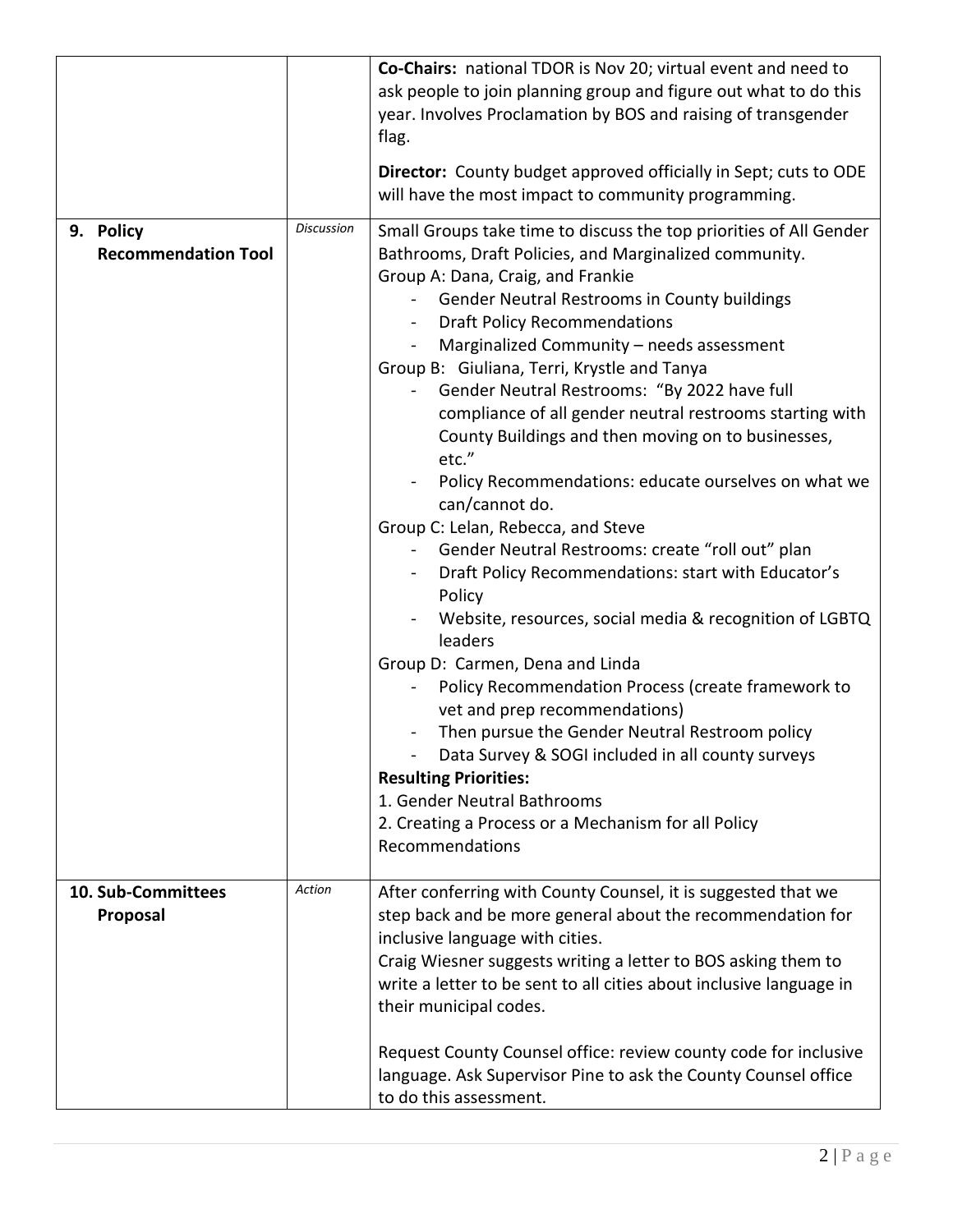| | | |
|---|---|---|
| | | **Co-Chairs:** national TDOR is Nov 20; virtual event and need to ask people to join planning group and figure out what to do this year. Involves Proclamation by BOS and raising of transgender flag.<br><br>**Director:** County budget approved officially in Sept; cuts to ODE will have the most impact to community programming. |
| **9. Policy Recommendation Tool** | *Discussion* | Small Groups take time to discuss the top priorities of All Gender Bathrooms, Draft Policies, and Marginalized community.<br>Group A: Dana, Craig, and Frankie<br>- Gender Neutral Restrooms in County buildings<br>- Draft Policy Recommendations<br>- Marginalized Community – needs assessment<br>Group B: Giuliana, Terri, Krystle and Tanya<br>- Gender Neutral Restrooms: "By 2022 have full compliance of all gender neutral restrooms starting with County Buildings and then moving on to businesses, etc."<br>- Policy Recommendations: educate ourselves on what we can/cannot do.<br>Group C: Lelan, Rebecca, and Steve<br>- Gender Neutral Restrooms: create "roll out" plan<br>- Draft Policy Recommendations: start with Educator's Policy<br>- Website, resources, social media & recognition of LGBTQ leaders<br>Group D: Carmen, Dena and Linda<br>- Policy Recommendation Process (create framework to vet and prep recommendations)<br>- Then pursue the Gender Neutral Restroom policy<br>- Data Survey & SOGI included in all county surveys<br>**Resulting Priorities:**<br>1. Gender Neutral Bathrooms<br>2. Creating a Process or a Mechanism for all Policy Recommendations |
| **10. Sub-Committees Proposal** | *Action* | After conferring with County Counsel, it is suggested that we step back and be more general about the recommendation for inclusive language with cities.<br>Craig Wiesner suggests writing a letter to BOS asking them to write a letter to be sent to all cities about inclusive language in their municipal codes.<br><br>Request County Counsel office: review county code for inclusive language. Ask Supervisor Pine to ask the County Counsel office to do this assessment. |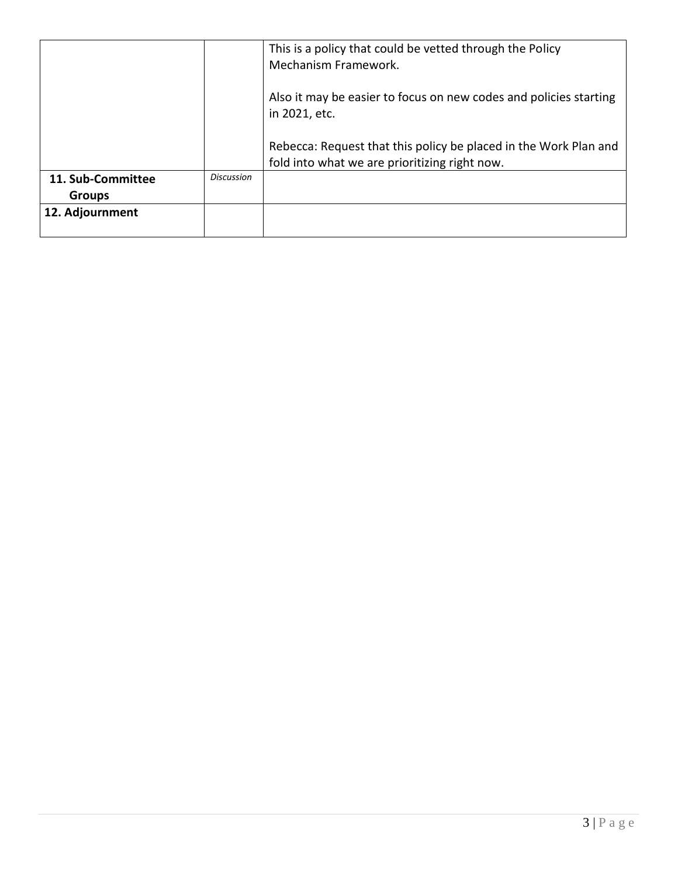| | | |
|---|---|---|
| | | This is a policy that could be vetted through the Policy Mechanism Framework.<br><br>Also it may be easier to focus on new codes and policies starting in 2021, etc.<br><br>Rebecca: Request that this policy be placed in the Work Plan and fold into what we are prioritizing right now. |
| **11. Sub-Committee Groups** | *Discussion* | |
| **12. Adjournment** | | |